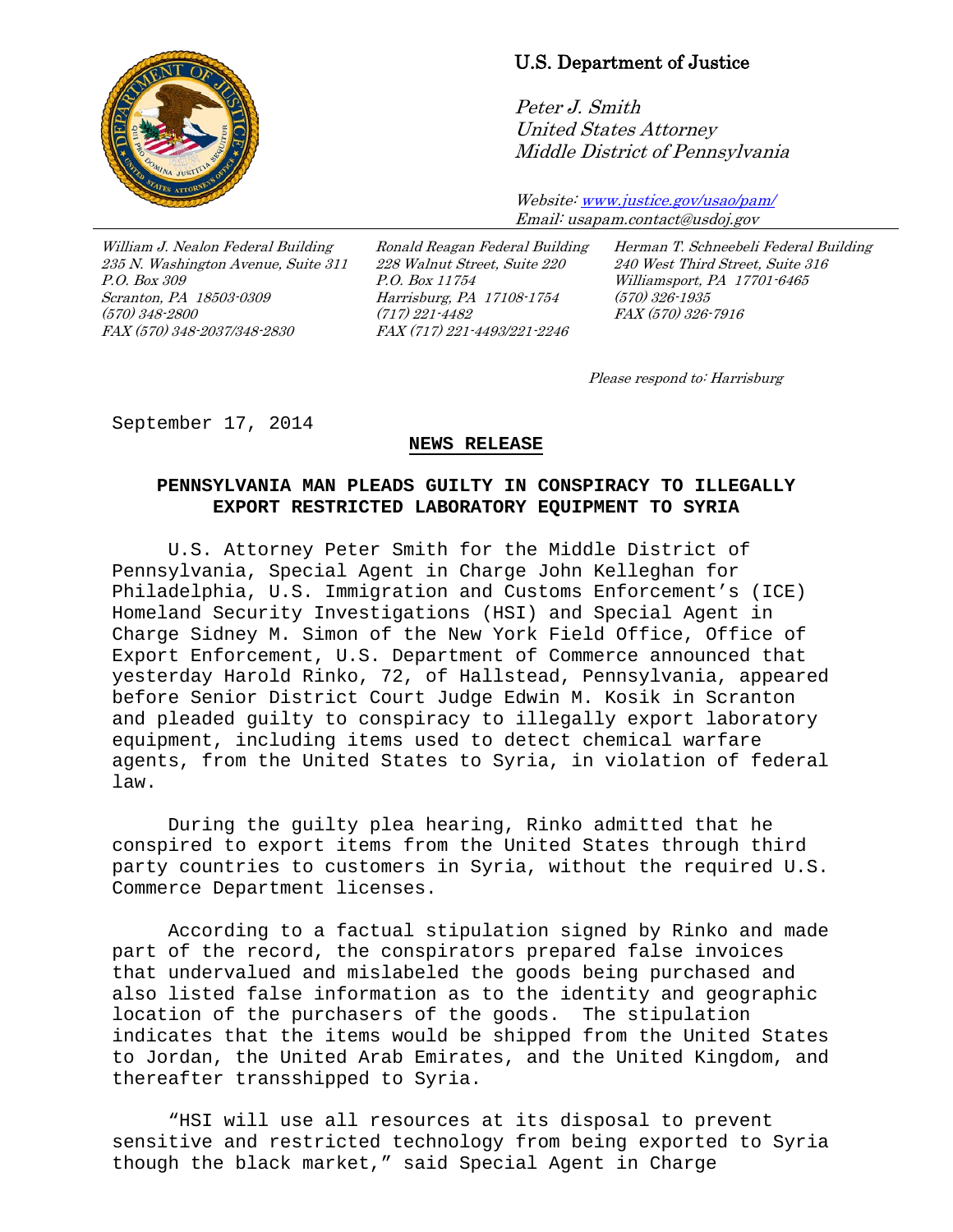U.S. Department of Justice

*Peter J. Smith*
*United States Attorney*
*Middle District of Pennsylvania*

*Website: www.justice.gov/usao/pam/*
*Email: usapam.contact@usdoj.gov*

*William J. Nealon Federal Building*
*235 N. Washington Avenue, Suite 311*
*P.O. Box 309*
*Scranton, PA 18503-0309*
*(570) 348-2800*
*FAX (570) 348-2037/348-2830*

*Ronald Reagan Federal Building*
*228 Walnut Street, Suite 220*
*P.O. Box 11754*
*Harrisburg, PA 17108-1754*
*(717) 221-4482*
*FAX (717) 221-4493/221-2246*

*Herman T. Schneebeli Federal Building*
*240 West Third Street, Suite 316*
*Williamsport, PA 17701-6465*
*(570) 326-1935*
*FAX (570) 326-7916*

*Please respond to: Harrisburg*

September 17, 2014

**NEWS RELEASE**

**PENNSYLVANIA MAN PLEADS GUILTY IN CONSPIRACY TO ILLEGALLY EXPORT RESTRICTED LABORATORY EQUIPMENT TO SYRIA**

U.S. Attorney Peter Smith for the Middle District of Pennsylvania, Special Agent in Charge John Kelleghan for Philadelphia, U.S. Immigration and Customs Enforcement's (ICE) Homeland Security Investigations (HSI) and Special Agent in Charge Sidney M. Simon of the New York Field Office, Office of Export Enforcement, U.S. Department of Commerce announced that yesterday Harold Rinko, 72, of Hallstead, Pennsylvania, appeared before Senior District Court Judge Edwin M. Kosik in Scranton and pleaded guilty to conspiracy to illegally export laboratory equipment, including items used to detect chemical warfare agents, from the United States to Syria, in violation of federal law.

During the guilty plea hearing, Rinko admitted that he conspired to export items from the United States through third party countries to customers in Syria, without the required U.S. Commerce Department licenses.

According to a factual stipulation signed by Rinko and made part of the record, the conspirators prepared false invoices that undervalued and mislabeled the goods being purchased and also listed false information as to the identity and geographic location of the purchasers of the goods. The stipulation indicates that the items would be shipped from the United States to Jordan, the United Arab Emirates, and the United Kingdom, and thereafter transshipped to Syria.

"HSI will use all resources at its disposal to prevent sensitive and restricted technology from being exported to Syria though the black market," said Special Agent in Charge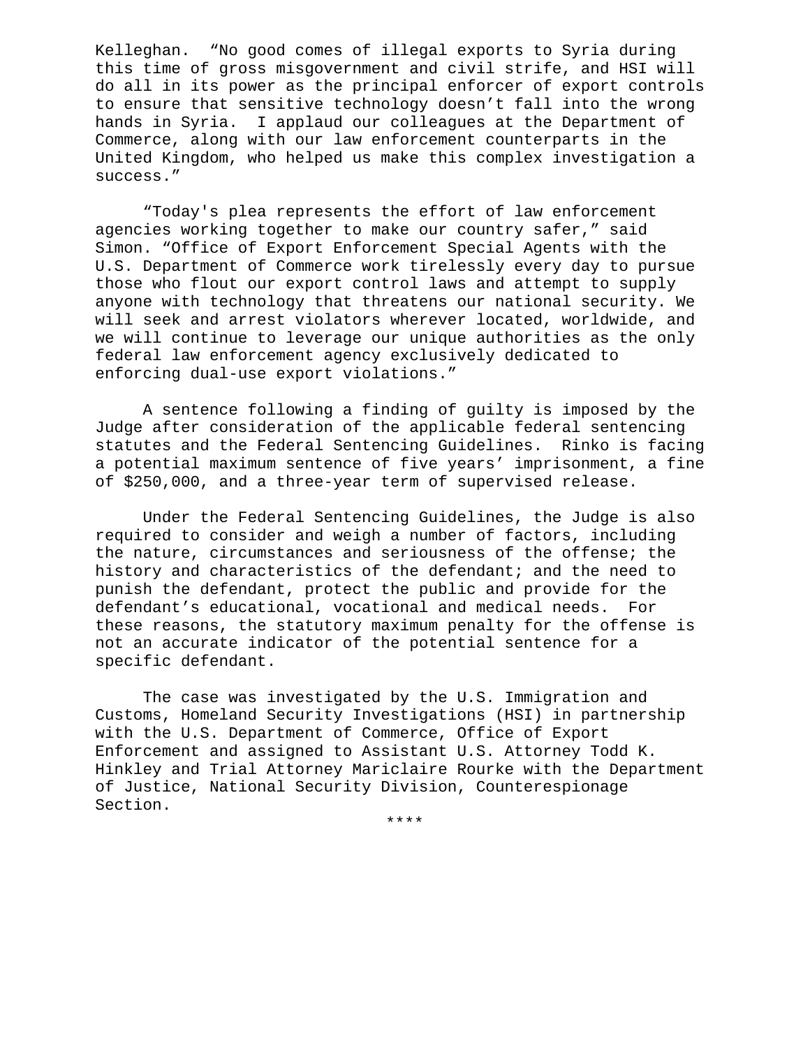Kelleghan. “No good comes of illegal exports to Syria during this time of gross misgovernment and civil strife, and HSI will do all in its power as the principal enforcer of export controls to ensure that sensitive technology doesn’t fall into the wrong hands in Syria. I applaud our colleagues at the Department of Commerce, along with our law enforcement counterparts in the United Kingdom, who helped us make this complex investigation a success.”

“Today's plea represents the effort of law enforcement agencies working together to make our country safer,” said Simon. “Office of Export Enforcement Special Agents with the U.S. Department of Commerce work tirelessly every day to pursue those who flout our export control laws and attempt to supply anyone with technology that threatens our national security. We will seek and arrest violators wherever located, worldwide, and we will continue to leverage our unique authorities as the only federal law enforcement agency exclusively dedicated to enforcing dual-use export violations.”

A sentence following a finding of guilty is imposed by the Judge after consideration of the applicable federal sentencing statutes and the Federal Sentencing Guidelines. Rinko is facing a potential maximum sentence of five years’ imprisonment, a fine of $250,000, and a three-year term of supervised release.

Under the Federal Sentencing Guidelines, the Judge is also required to consider and weigh a number of factors, including the nature, circumstances and seriousness of the offense; the history and characteristics of the defendant; and the need to punish the defendant, protect the public and provide for the defendant’s educational, vocational and medical needs. For these reasons, the statutory maximum penalty for the offense is not an accurate indicator of the potential sentence for a specific defendant.

The case was investigated by the U.S. Immigration and Customs, Homeland Security Investigations (HSI) in partnership with the U.S. Department of Commerce, Office of Export Enforcement and assigned to Assistant U.S. Attorney Todd K. Hinkley and Trial Attorney Mariclaire Rourke with the Department of Justice, National Security Division, Counterespionage Section.

****